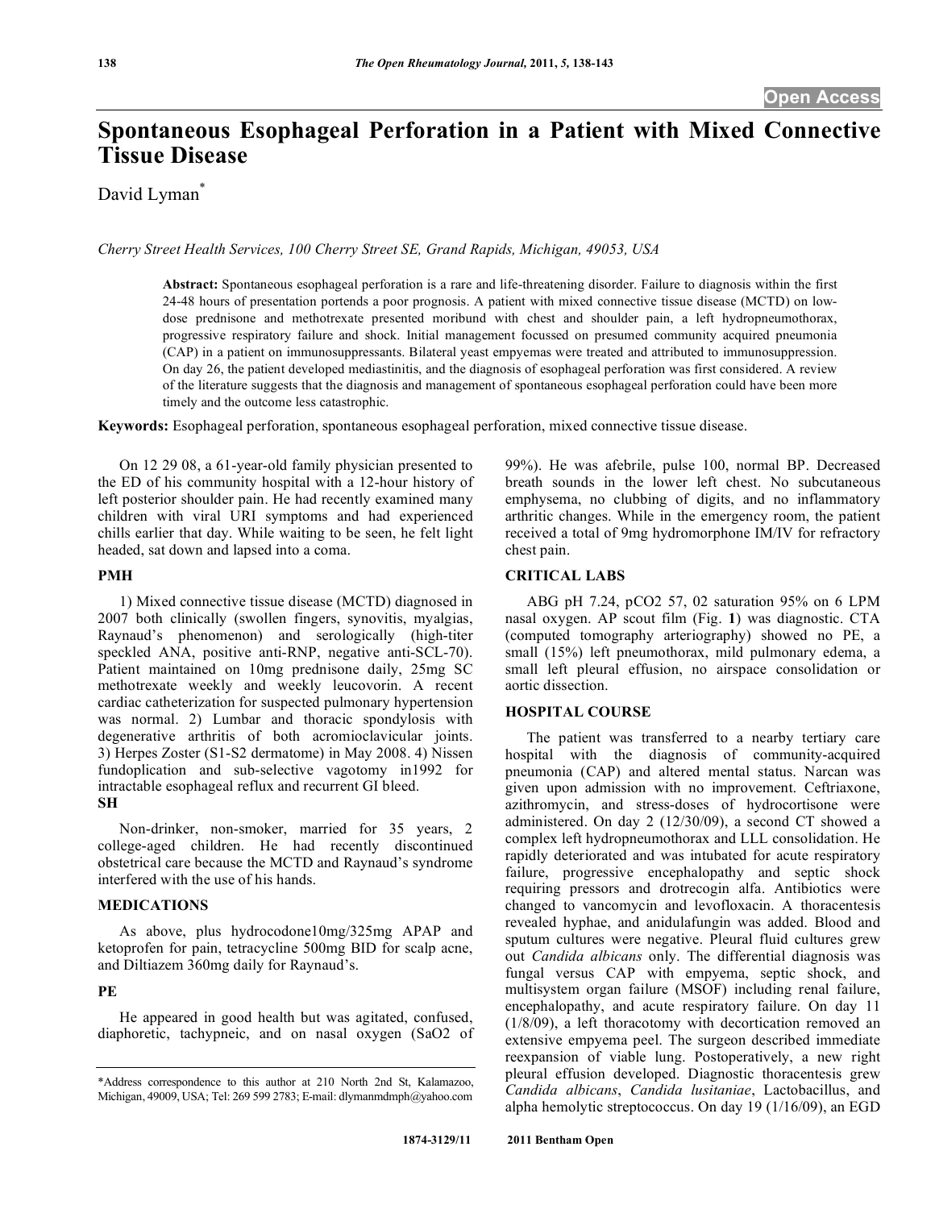# Spontaneous Esophageal Perforation in a Patient with Mixed Connective Tissue Disease

David Lyman*

*Cherry Street Health Services, 100 Cherry Street SE, Grand Rapids, Michigan, 49053, USA*

**Abstract:** Spontaneous esophageal perforation is a rare and life-threatening disorder. Failure to diagnosis within the first 24-48 hours of presentation portends a poor prognosis. A patient with mixed connective tissue disease (MCTD) on low-dose prednisone and methotrexate presented moribund with chest and shoulder pain, a left hydropneumothorax, progressive respiratory failure and shock. Initial management focussed on presumed community acquired pneumonia (CAP) in a patient on immunosuppressants. Bilateral yeast empyemas were treated and attributed to immunosuppression. On day 26, the patient developed mediastinitis, and the diagnosis of esophageal perforation was first considered. A review of the literature suggests that the diagnosis and management of spontaneous esophageal perforation could have been more timely and the outcome less catastrophic.

**Keywords:** Esophageal perforation, spontaneous esophageal perforation, mixed connective tissue disease.

On 12 29 08, a 61-year-old family physician presented to the ED of his community hospital with a 12-hour history of left posterior shoulder pain. He had recently examined many children with viral URI symptoms and had experienced chills earlier that day. While waiting to be seen, he felt light headed, sat down and lapsed into a coma.

## PMH

1) Mixed connective tissue disease (MCTD) diagnosed in 2007 both clinically (swollen fingers, synovitis, myalgias, Raynaud's phenomenon) and serologically (high-titer speckled ANA, positive anti-RNP, negative anti-SCL-70). Patient maintained on 10mg prednisone daily, 25mg SC methotrexate weekly and weekly leucovorin. A recent cardiac catheterization for suspected pulmonary hypertension was normal. 2) Lumbar and thoracic spondylosis with degenerative arthritis of both acromioclavicular joints. 3) Herpes Zoster (S1-S2 dermatome) in May 2008. 4) Nissen fundoplication and sub-selective vagotomy in1992 for intractable esophageal reflux and recurrent GI bleed.

## SH

Non-drinker, non-smoker, married for 35 years, 2 college-aged children. He had recently discontinued obstetrical care because the MCTD and Raynaud's syndrome interfered with the use of his hands.

## MEDICATIONS

As above, plus hydrocodone10mg/325mg APAP and ketoprofen for pain, tetracycline 500mg BID for scalp acne, and Diltiazem 360mg daily for Raynaud's.

## PE

He appeared in good health but was agitated, confused, diaphoretic, tachypneic, and on nasal oxygen (SaO2 of 99%). He was afebrile, pulse 100, normal BP. Decreased breath sounds in the lower left chest. No subcutaneous emphysema, no clubbing of digits, and no inflammatory arthritic changes. While in the emergency room, the patient received a total of 9mg hydromorphone IM/IV for refractory chest pain.

## CRITICAL LABS

ABG pH 7.24, pCO2 57, 02 saturation 95% on 6 LPM nasal oxygen. AP scout film (Fig. **1**) was diagnostic. CTA (computed tomography arteriography) showed no PE, a small (15%) left pneumothorax, mild pulmonary edema, a small left pleural effusion, no airspace consolidation or aortic dissection.

## HOSPITAL COURSE

The patient was transferred to a nearby tertiary care hospital with the diagnosis of community-acquired pneumonia (CAP) and altered mental status. Narcan was given upon admission with no improvement. Ceftriaxone, azithromycin, and stress-doses of hydrocortisone were administered. On day 2 (12/30/09), a second CT showed a complex left hydropneumothorax and LLL consolidation. He rapidly deteriorated and was intubated for acute respiratory failure, progressive encephalopathy and septic shock requiring pressors and drotrecogin alfa. Antibiotics were changed to vancomycin and levofloxacin. A thoracentesis revealed hyphae, and anidulafungin was added. Blood and sputum cultures were negative. Pleural fluid cultures grew out *Candida albicans* only. The differential diagnosis was fungal versus CAP with empyema, septic shock, and multisystem organ failure (MSOF) including renal failure, encephalopathy, and acute respiratory failure. On day 11 (1/8/09), a left thoracotomy with decortication removed an extensive empyema peel. The surgeon described immediate reexpansion of viable lung. Postoperatively, a new right pleural effusion developed. Diagnostic thoracentesis grew *Candida albicans*, *Candida lusitaniae*, Lactobacillus, and alpha hemolytic streptococcus. On day 19 (1/16/09), an EGD

*Address correspondence to this author at 210 North 2nd St, Kalamazoo, Michigan, 49009, USA; Tel: 269 599 2783; E-mail: dlymanmdmph@yahoo.com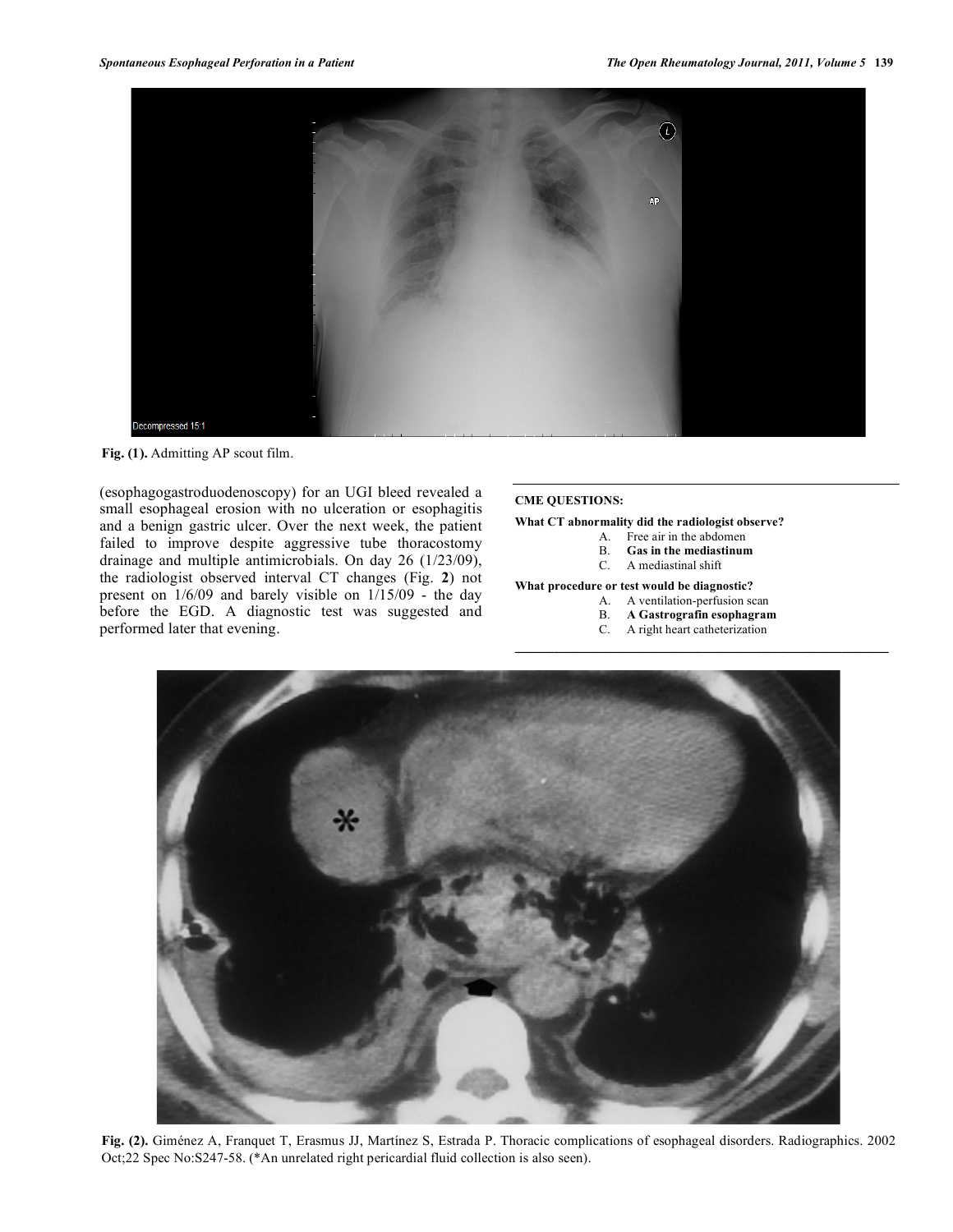Fig. (1). Admitting AP scout film.

(esophagogastroduodenoscopy) for an UGI bleed revealed a small esophageal erosion with no ulceration or esophagitis and a benign gastric ulcer. Over the next week, the patient failed to improve despite aggressive tube thoracostomy drainage and multiple antimicrobials. On day 26 (1/23/09), the radiologist observed interval CT changes (Fig. **2**) not present on 1/6/09 and barely visible on 1/15/09 - the day before the EGD. A diagnostic test was suggested and performed later that evening.

---

**CME QUESTIONS:**

**What CT abnormality did the radiologist observe?**

A. Free air in the abdomen
B. **Gas in the mediastinum**
C. A mediastinal shift

**What procedure or test would be diagnostic?**

A. A ventilation-perfusion scan
B. **A Gastrografin esophagram**
C. A right heart catheterization

---

Fig. (2). Giménez A, Franquet T, Erasmus JJ, Martínez S, Estrada P. Thoracic complications of esophageal disorders. Radiographics. 2002 Oct;22 Spec No:S247-58. (*An unrelated right pericardial fluid collection is also seen).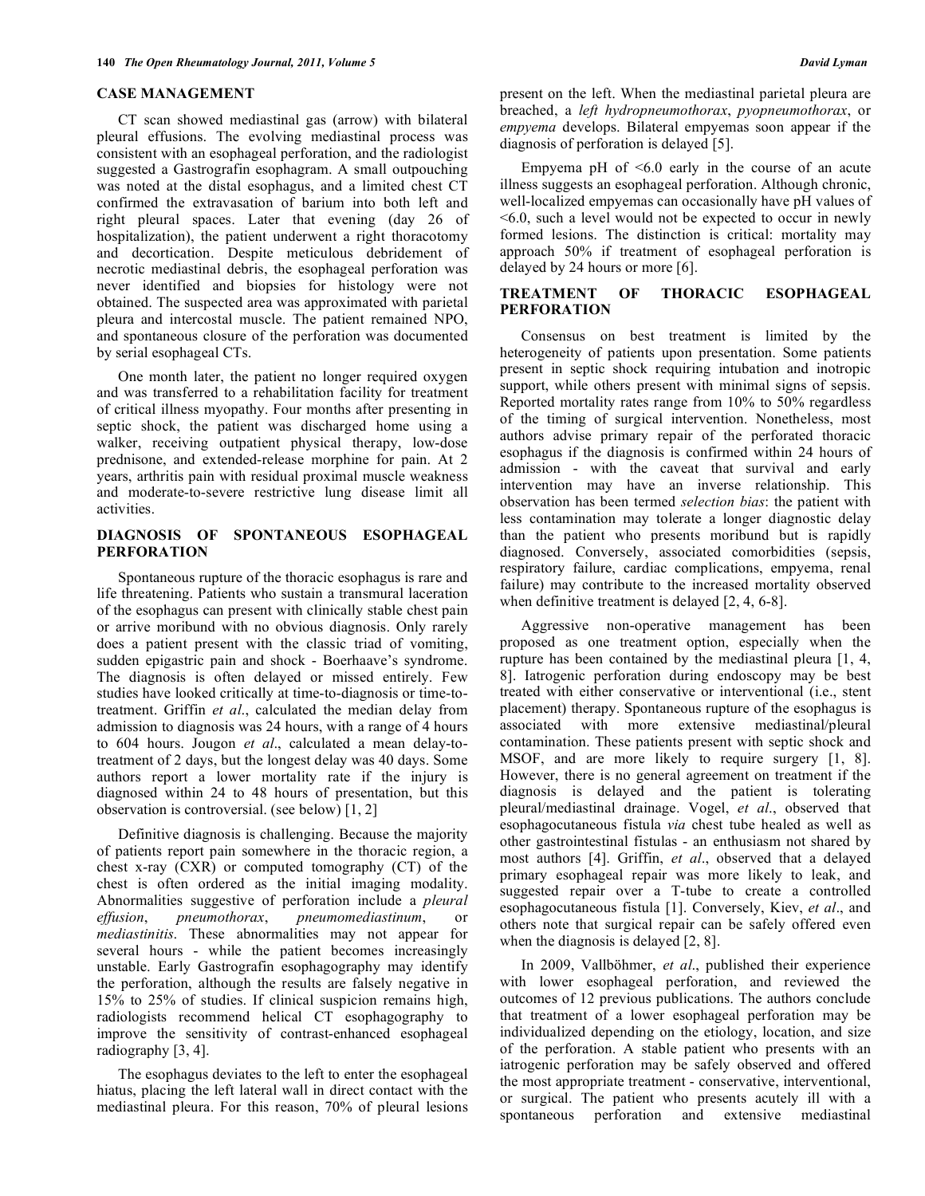## CASE MANAGEMENT

CT scan showed mediastinal gas (arrow) with bilateral pleural effusions. The evolving mediastinal process was consistent with an esophageal perforation, and the radiologist suggested a Gastrografin esophagram. A small outpouching was noted at the distal esophagus, and a limited chest CT confirmed the extravasation of barium into both left and right pleural spaces. Later that evening (day 26 of hospitalization), the patient underwent a right thoracotomy and decortication. Despite meticulous debridement of necrotic mediastinal debris, the esophageal perforation was never identified and biopsies for histology were not obtained. The suspected area was approximated with parietal pleura and intercostal muscle. The patient remained NPO, and spontaneous closure of the perforation was documented by serial esophageal CTs.

One month later, the patient no longer required oxygen and was transferred to a rehabilitation facility for treatment of critical illness myopathy. Four months after presenting in septic shock, the patient was discharged home using a walker, receiving outpatient physical therapy, low-dose prednisone, and extended-release morphine for pain. At 2 years, arthritis pain with residual proximal muscle weakness and moderate-to-severe restrictive lung disease limit all activities.

## DIAGNOSIS OF SPONTANEOUS ESOPHAGEAL PERFORATION

Spontaneous rupture of the thoracic esophagus is rare and life threatening. Patients who sustain a transmural laceration of the esophagus can present with clinically stable chest pain or arrive moribund with no obvious diagnosis. Only rarely does a patient present with the classic triad of vomiting, sudden epigastric pain and shock - Boerhaave's syndrome. The diagnosis is often delayed or missed entirely. Few studies have looked critically at time-to-diagnosis or time-to-treatment. Griffin *et al*., calculated the median delay from admission to diagnosis was 24 hours, with a range of 4 hours to 604 hours. Jougon *et al*., calculated a mean delay-to-treatment of 2 days, but the longest delay was 40 days. Some authors report a lower mortality rate if the injury is diagnosed within 24 to 48 hours of presentation, but this observation is controversial. (see below) [1, 2]

Definitive diagnosis is challenging. Because the majority of patients report pain somewhere in the thoracic region, a chest x-ray (CXR) or computed tomography (CT) of the chest is often ordered as the initial imaging modality. Abnormalities suggestive of perforation include a *pleural effusion*, *pneumothorax*, *pneumomediastinum*, or *mediastinitis*. These abnormalities may not appear for several hours - while the patient becomes increasingly unstable. Early Gastrografin esophagography may identify the perforation, although the results are falsely negative in 15% to 25% of studies. If clinical suspicion remains high, radiologists recommend helical CT esophagography to improve the sensitivity of contrast-enhanced esophageal radiography [3, 4].

The esophagus deviates to the left to enter the esophageal hiatus, placing the left lateral wall in direct contact with the mediastinal pleura. For this reason, 70% of pleural lesions present on the left. When the mediastinal parietal pleura are breached, a *left hydropneumothorax*, *pyopneumothorax*, or *empyema* develops. Bilateral empyemas soon appear if the diagnosis of perforation is delayed [5].

Empyema pH of <6.0 early in the course of an acute illness suggests an esophageal perforation. Although chronic, well-localized empyemas can occasionally have pH values of <6.0, such a level would not be expected to occur in newly formed lesions. The distinction is critical: mortality may approach 50% if treatment of esophageal perforation is delayed by 24 hours or more [6].

## TREATMENT OF THORACIC ESOPHAGEAL PERFORATION

Consensus on best treatment is limited by the heterogeneity of patients upon presentation. Some patients present in septic shock requiring intubation and inotropic support, while others present with minimal signs of sepsis. Reported mortality rates range from 10% to 50% regardless of the timing of surgical intervention. Nonetheless, most authors advise primary repair of the perforated thoracic esophagus if the diagnosis is confirmed within 24 hours of admission - with the caveat that survival and early intervention may have an inverse relationship. This observation has been termed *selection bias*: the patient with less contamination may tolerate a longer diagnostic delay than the patient who presents moribund but is rapidly diagnosed. Conversely, associated comorbidities (sepsis, respiratory failure, cardiac complications, empyema, renal failure) may contribute to the increased mortality observed when definitive treatment is delayed [2, 4, 6-8].

Aggressive non-operative management has been proposed as one treatment option, especially when the rupture has been contained by the mediastinal pleura [1, 4, 8]. Iatrogenic perforation during endoscopy may be best treated with either conservative or interventional (i.e., stent placement) therapy. Spontaneous rupture of the esophagus is associated with more extensive mediastinal/pleural contamination. These patients present with septic shock and MSOF, and are more likely to require surgery [1, 8]. However, there is no general agreement on treatment if the diagnosis is delayed and the patient is tolerating pleural/mediastinal drainage. Vogel, *et al*., observed that esophagocutaneous fistula *via* chest tube healed as well as other gastrointestinal fistulas - an enthusiasm not shared by most authors [4]. Griffin, *et al*., observed that a delayed primary esophageal repair was more likely to leak, and suggested repair over a T-tube to create a controlled esophagocutaneous fistula [1]. Conversely, Kiev, *et al*., and others note that surgical repair can be safely offered even when the diagnosis is delayed [2, 8].

In 2009, Vallböhmer, *et al*., published their experience with lower esophageal perforation, and reviewed the outcomes of 12 previous publications. The authors conclude that treatment of a lower esophageal perforation may be individualized depending on the etiology, location, and size of the perforation. A stable patient who presents with an iatrogenic perforation may be safely observed and offered the most appropriate treatment - conservative, interventional, or surgical. The patient who presents acutely ill with a spontaneous perforation and extensive mediastinal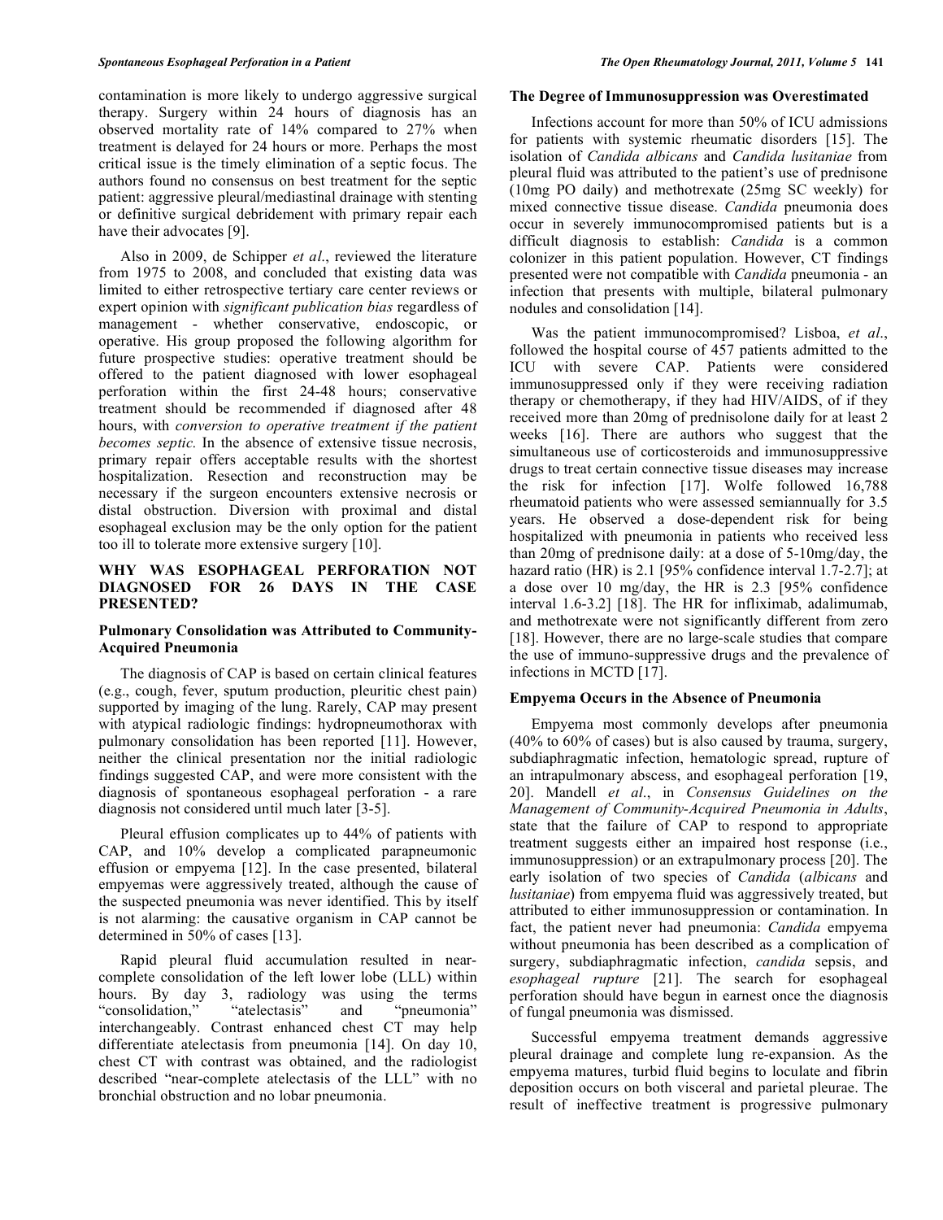contamination is more likely to undergo aggressive surgical therapy. Surgery within 24 hours of diagnosis has an observed mortality rate of 14% compared to 27% when treatment is delayed for 24 hours or more. Perhaps the most critical issue is the timely elimination of a septic focus. The authors found no consensus on best treatment for the septic patient: aggressive pleural/mediastinal drainage with stenting or definitive surgical debridement with primary repair each have their advocates [9].

Also in 2009, de Schipper *et al.*, reviewed the literature from 1975 to 2008, and concluded that existing data was limited to either retrospective tertiary care center reviews or expert opinion with *significant publication bias* regardless of management - whether conservative, endoscopic, or operative. His group proposed the following algorithm for future prospective studies: operative treatment should be offered to the patient diagnosed with lower esophageal perforation within the first 24-48 hours; conservative treatment should be recommended if diagnosed after 48 hours, with *conversion to operative treatment if the patient becomes septic.* In the absence of extensive tissue necrosis, primary repair offers acceptable results with the shortest hospitalization. Resection and reconstruction may be necessary if the surgeon encounters extensive necrosis or distal obstruction. Diversion with proximal and distal esophageal exclusion may be the only option for the patient too ill to tolerate more extensive surgery [10].

## WHY WAS ESOPHAGEAL PERFORATION NOT DIAGNOSED FOR 26 DAYS IN THE CASE PRESENTED?

### Pulmonary Consolidation was Attributed to Community-Acquired Pneumonia

The diagnosis of CAP is based on certain clinical features (e.g., cough, fever, sputum production, pleuritic chest pain) supported by imaging of the lung. Rarely, CAP may present with atypical radiologic findings: hydropneumothorax with pulmonary consolidation has been reported [11]. However, neither the clinical presentation nor the initial radiologic findings suggested CAP, and were more consistent with the diagnosis of spontaneous esophageal perforation - a rare diagnosis not considered until much later [3-5].

Pleural effusion complicates up to 44% of patients with CAP, and 10% develop a complicated parapneumonic effusion or empyema [12]. In the case presented, bilateral empyemas were aggressively treated, although the cause of the suspected pneumonia was never identified. This by itself is not alarming: the causative organism in CAP cannot be determined in 50% of cases [13].

Rapid pleural fluid accumulation resulted in near-complete consolidation of the left lower lobe (LLL) within hours. By day 3, radiology was using the terms "consolidation," "atelectasis" and "pneumonia" interchangeably. Contrast enhanced chest CT may help differentiate atelectasis from pneumonia [14]. On day 10, chest CT with contrast was obtained, and the radiologist described "near-complete atelectasis of the LLL" with no bronchial obstruction and no lobar pneumonia.

### The Degree of Immunosuppression was Overestimated

Infections account for more than 50% of ICU admissions for patients with systemic rheumatic disorders [15]. The isolation of *Candida albicans* and *Candida lusitaniae* from pleural fluid was attributed to the patient's use of prednisone (10mg PO daily) and methotrexate (25mg SC weekly) for mixed connective tissue disease. *Candida* pneumonia does occur in severely immunocompromised patients but is a difficult diagnosis to establish: *Candida* is a common colonizer in this patient population. However, CT findings presented were not compatible with *Candida* pneumonia - an infection that presents with multiple, bilateral pulmonary nodules and consolidation [14].

Was the patient immunocompromised? Lisboa, *et al.*, followed the hospital course of 457 patients admitted to the ICU with severe CAP. Patients were considered immunosuppressed only if they were receiving radiation therapy or chemotherapy, if they had HIV/AIDS, of if they received more than 20mg of prednisolone daily for at least 2 weeks [16]. There are authors who suggest that the simultaneous use of corticosteroids and immunosuppressive drugs to treat certain connective tissue diseases may increase the risk for infection [17]. Wolfe followed 16,788 rheumatoid patients who were assessed semiannually for 3.5 years. He observed a dose-dependent risk for being hospitalized with pneumonia in patients who received less than 20mg of prednisone daily: at a dose of 5-10mg/day, the hazard ratio (HR) is 2.1 [95% confidence interval 1.7-2.7]; at a dose over 10 mg/day, the HR is 2.3 [95% confidence interval 1.6-3.2] [18]. The HR for infliximab, adalimumab, and methotrexate were not significantly different from zero [18]. However, there are no large-scale studies that compare the use of immuno-suppressive drugs and the prevalence of infections in MCTD [17].

### Empyema Occurs in the Absence of Pneumonia

Empyema most commonly develops after pneumonia (40% to 60% of cases) but is also caused by trauma, surgery, subdiaphragmatic infection, hematologic spread, rupture of an intrapulmonary abscess, and esophageal perforation [19, 20]. Mandell *et al.*, in *Consensus Guidelines on the Management of Community-Acquired Pneumonia in Adults*, state that the failure of CAP to respond to appropriate treatment suggests either an impaired host response (i.e., immunosuppression) or an extrapulmonary process [20]. The early isolation of two species of *Candida* (*albicans* and *lusitaniae*) from empyema fluid was aggressively treated, but attributed to either immunosuppression or contamination. In fact, the patient never had pneumonia: *Candida* empyema without pneumonia has been described as a complication of surgery, subdiaphragmatic infection, *candida* sepsis, and *esophageal rupture* [21]. The search for esophageal perforation should have begun in earnest once the diagnosis of fungal pneumonia was dismissed.

Successful empyema treatment demands aggressive pleural drainage and complete lung re-expansion. As the empyema matures, turbid fluid begins to loculate and fibrin deposition occurs on both visceral and parietal pleurae. The result of ineffective treatment is progressive pulmonary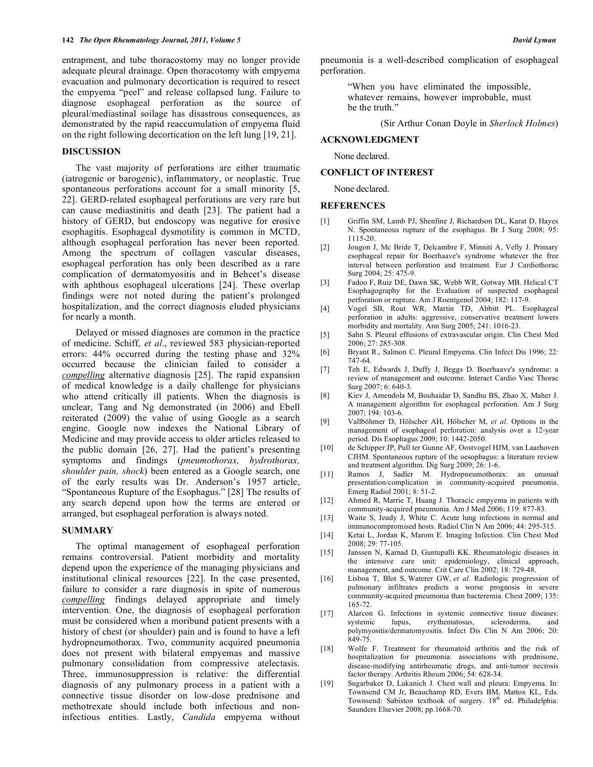entrapment, and tube thoracostomy may no longer provide adequate pleural drainage. Open thoracotomy with empyema evacuation and pulmonary decortication is required to resect the empyema "peel" and release collapsed lung. Failure to diagnose esophageal perforation as the source of pleural/mediastinal soilage has disastrous consequences, as demonstrated by the rapid reaccumulation of empyema fluid on the right following decortication on the left lung [19, 21].

## DISCUSSION

The vast majority of perforations are either traumatic (iatrogenic or barogenic), inflammatory, or neoplastic. True spontaneous perforations account for a small minority [5, 22]. GERD-related esophageal perforations are very rare but can cause mediastinitis and death [23]. The patient had a history of GERD, but endoscopy was negative for erosive esophagitis. Esophageal dysmotility is common in MCTD, although esophageal perforation has never been reported. Among the spectrum of collagen vascular diseases, esophageal perforation has only been described as a rare complication of dermatomyositis and in Behcet's disease with aphthous esophageal ulcerations [24]. These overlap findings were not noted during the patient's prolonged hospitalization, and the correct diagnosis eluded physicians for nearly a month.

Delayed or missed diagnoses are common in the practice of medicine. Schiff, *et al*., reviewed 583 physician-reported errors: 44% occurred during the testing phase and 32% occurred because the clinician failed to consider a ***compelling*** alternative diagnosis [25]. The rapid expansion of medical knowledge is a daily challenge for physicians who attend critically ill patients. When the diagnosis is unclear, Tang and Ng demonstrated (in 2006) and Ebell reiterated (2009) the value of using Google as a search engine. Google now indexes the National Library of Medicine and may provide access to older articles released to the public domain [26, 27]. Had the patient's presenting symptoms and findings (*pneumothorax, hydrothorax, shoulder pain, shock*) been entered as a Google search, one of the early results was Dr. Anderson's 1957 article, "Spontaneous Rupture of the Esophagus." [28] The results of any search depend upon how the terms are entered or arranged, but esophageal perforation is always noted.

## SUMMARY

The optimal management of esophageal perforation remains controversial. Patient morbidity and mortality depend upon the experience of the managing physicians and institutional clinical resources [22]. In the case presented, failure to consider a rare diagnosis in spite of numerous ***compelling*** findings delayed appropriate and timely intervention. One, the diagnosis of esophageal perforation must be considered when a moribund patient presents with a history of chest (or shoulder) pain and is found to have a left hydropneumothorax. Two, community acquired pneumonia does not present with bilateral empyemas and massive pulmonary consolidation from compressive atelectasis. Three, immunosuppression is relative: the differential diagnosis of any pulmonary process in a patient with a connective tissue disorder on low-dose prednisone and methotrexate should include both infectious and non-infectious entities. Lastly, *Candida* empyema without pneumonia is a well-described complication of esophageal perforation.

> "When you have eliminated the impossible, whatever remains, however improbable, must be the truth."
>
> (Sir Arthur Conan Doyle in *Sherlock Holmes*)

## ACKNOWLEDGMENT

None declared.

## CONFLICT OF INTEREST

None declared.

## REFERENCES

[1] Griffin SM, Lamb PJ, Shenfine J, Richardson DL, Karat D, Hayes N. Spontaneous rupture of the esophagus. Br J Surg 2008; 95: 1115-20.

[2] Jougon J, Mc Bride T, Delcambre F, Minniti A, Velly J. Primary esophageal repair for Boerhaave's syndrome whatever the free interval between perforation and treatment. Eur J Cardiothorac Surg 2004; 25: 475-9.

[3] Fadoo F, Ruiz DE, Dawn SK, Webb WR, Gotway MB. Helical CT Esophagography for the Evaluation of suspected esophageal perforation or rupture. Am J Roentgenol 2004; 182: 117-9.

[4] Vogel SB, Rout WR, Martin TD, Abbitt PL. Esophageal perforation in adults: aggressive, conservative treatment lowers morbidity and mortality. Ann Surg 2005; 241: 1016-23.

[5] Sahn S. Pleural effusions of extravascular origin. Clin Chest Med 2006; 27: 285-308.

[6] Bryant R., Salmon C. Pleural Empyema. Clin Infect Dis 1996; 22: 747-64.

[7] Teh E, Edwards J, Duffy J, Beggs D. Boerhaave's syndrome: a review of management and outcome. Interact Cardio Vasc Thorac Surg 2007; 6: 640-3.

[8] Kiev J, Amendola M, Bouhaidar D, Sandhu BS, Zhao X, Maher J. A management algorithm for esophageal perforation. Am J Surg 2007; 194: 103-6.

[9] Vallböhmer D, Hölscher AH, Hölscher M, *et al*. Options in the management of esophageal perforation: analysis over a 12-year period. Dis Esophagus 2009; 10: 1442-2050.

[10] de Schipper JP, Pull ter Gunne AF, Oostvogel HJM, van Laarhoven CJHM. Spontaneous rupture of the oesophagus: a literature review and treatment algorithm. Dig Surg 2009; 26: 1-6.

[11] Ramos J, Sadler M. Hydropneumothorax: an unusual presentation/complication in community-acquired pneumonia. Emerg Radiol 2001; 8: 51-2.

[12] Ahmed R, Marrie T, Huang J. Thoracic empyema in patients with community-acquired pneumonia. Am J Med 2006; 119: 877-83.

[13] Waite S, Jeudy J, White C. Acute lung infections in normal and immunocompromised hosts. Radiol Clin N Am 2006; 44: 295-315.

[14] Ketai L, Jordan K, Marom E. Imaging Infection. Clin Chest Med 2008; 29: 77-105.

[15] Janssen N, Karnad D, Guntupalli KK. Rheumatologic diseases in the intensive care unit: epidemiology, clinical approach, management, and outcome. Crit Care Clin 2002; 18: 729-48.

[16] Lisboa T, Blot S, Waterer GW, *et al*. Radiologic progression of pulmonary infiltrates predicts a worse prognosis in severe community-acquired pneumonia than bacteremia. Chest 2009; 135: 165-72.

[17] Alarcon G. Infections in systemic connective tissue diseases: systemic lupus, erythematosus, scleroderma, and polymyositis/dermatomyositis. Infect Dis Clin N Am 2006; 20: 849-75.

[18] Wolfe F. Treatment for rheumatoid arthritis and the risk of hospitalization for pneumonia: associations with prednisone, disease-modifying antirheumatic drugs, and anti-tumor necrosis factor therapy. Arthritis Rheum 2006; 54: 628-34.

[19] Sugarbaker D, Lukanich J. Chest wall and pleura: Empyema. In: Townsend CM Jr, Beauchamp RD, Evers BM, Mattox KL, Eds. Townsend: Sabiston textbook of surgery. 18th ed. Philadelphia: Saunders Elsevier 2008; pp.1668-70.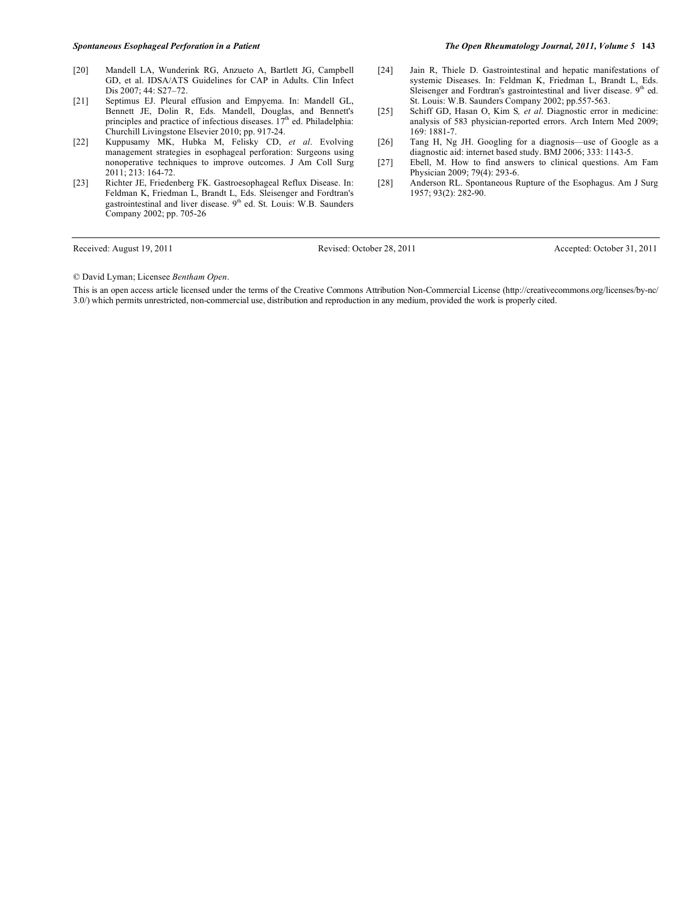[20] Mandell LA, Wunderink RG, Anzueto A, Bartlett JG, Campbell GD, et al. IDSA/ATS Guidelines for CAP in Adults. Clin Infect Dis 2007; 44: S27–72.

[21] Septimus EJ. Pleural effusion and Empyema. In: Mandell GL, Bennett JE, Dolin R, Eds. Mandell, Douglas, and Bennett's principles and practice of infectious diseases. 17th ed. Philadelphia: Churchill Livingstone Elsevier 2010; pp. 917-24.

[22] Kuppusamy MK, Hubka M, Felisky CD, *et al*. Evolving management strategies in esophageal perforation: Surgeons using nonoperative techniques to improve outcomes. J Am Coll Surg 2011; 213: 164-72.

[23] Richter JE, Friedenberg FK. Gastroesophageal Reflux Disease. In: Feldman K, Friedman L, Brandt L, Eds. Sleisenger and Fordtran's gastrointestinal and liver disease. 9th ed. St. Louis: W.B. Saunders Company 2002; pp. 705-26

[24] Jain R, Thiele D. Gastrointestinal and hepatic manifestations of systemic Diseases. In: Feldman K, Friedman L, Brandt L, Eds. Sleisenger and Fordtran's gastrointestinal and liver disease. 9th ed. St. Louis: W.B. Saunders Company 2002; pp.557-563.

[25] Schiff GD, Hasan O, Kim S*, et al*. Diagnostic error in medicine: analysis of 583 physician-reported errors. Arch Intern Med 2009; 169: 1881-7.

[26] Tang H, Ng JH. Googling for a diagnosis—use of Google as a diagnostic aid: internet based study. BMJ 2006; 333: 1143-5.

[27] Ebell, M. How to find answers to clinical questions. Am Fam Physician 2009; 79(4): 293-6.

[28] Anderson RL. Spontaneous Rupture of the Esophagus. Am J Surg 1957; 93(2): 282-90.

Received: August 19, 2011 Revised: October 28, 2011 Accepted: October 31, 2011

© David Lyman; Licensee *Bentham Open*.

This is an open access article licensed under the terms of the Creative Commons Attribution Non-Commercial License (http://creativecommons.org/licenses/by-nc/3.0/) which permits unrestricted, non-commercial use, distribution and reproduction in any medium, provided the work is properly cited.